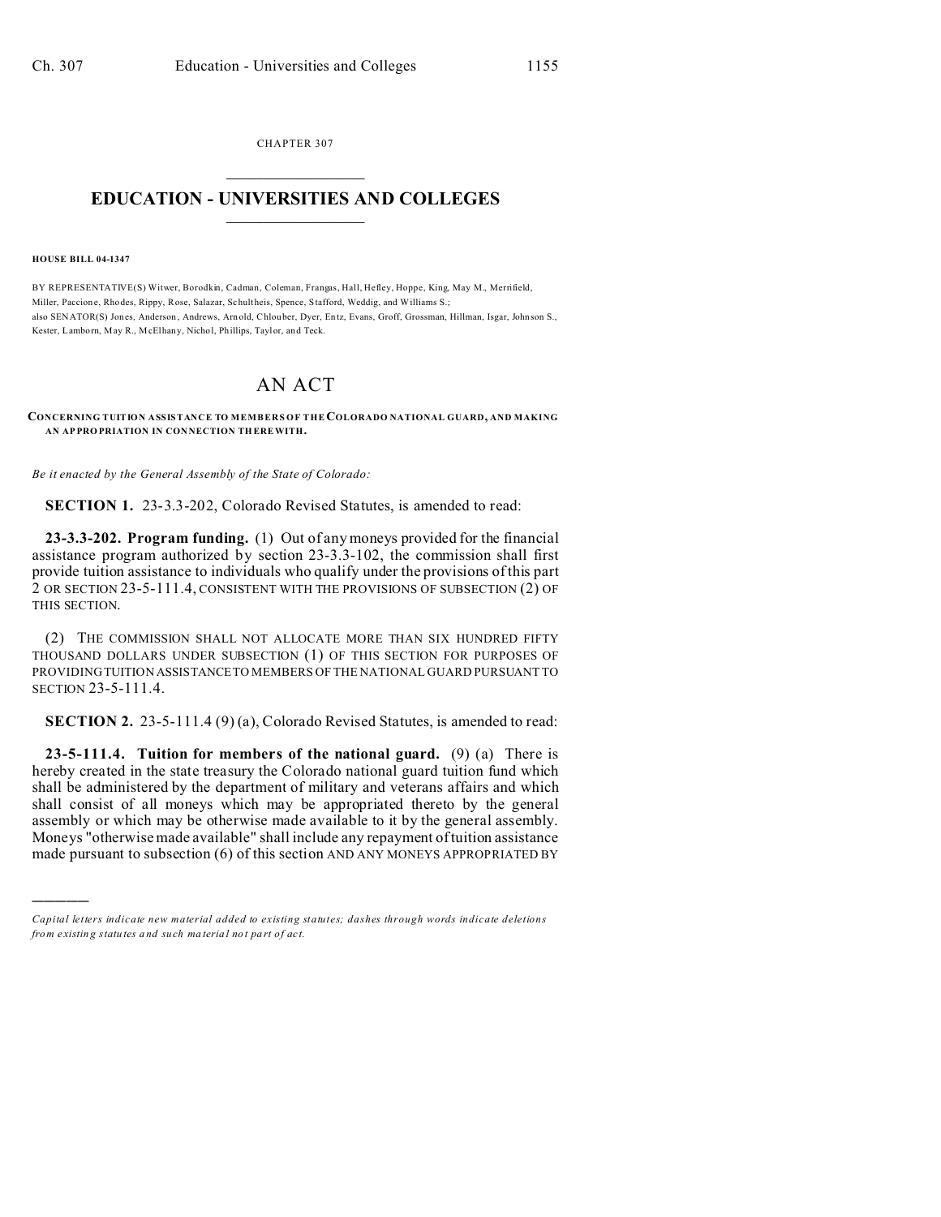CHAPTER 307

# EDUCATION - UNIVERSITIES AND COLLEGES

**HOUSE BILL 04-1347**

BY REPRESENTATIVE(S) Witwer, Borodkin, Cadman, Coleman, Frangas, Hall, Hefley, Hoppe, King, May M., Merrifield, Miller, Paccione, Rhodes, Rippy, Rose, Salazar, Schultheis, Spence, Stafford, Weddig, and Williams S.;
also SENATOR(S) Jones, Anderson, Andrews, Arnold, Chlouber, Dyer, Entz, Evans, Groff, Grossman, Hillman, Isgar, Johnson S., Kester, Lamborn, May R., McElhany, Nichol, Phillips, Taylor, and Teck.

# AN ACT

**CONCERNING TUITION ASSISTANCE TO MEMBERS OF THE COLORADO NATIONAL GUARD, AND MAKING AN APPROPRIATION IN CONNECTION THEREWITH.**

*Be it enacted by the General Assembly of the State of Colorado:*

**SECTION 1.** 23-3.3-202, Colorado Revised Statutes, is amended to read:

**23-3.3-202. Program funding.** (1) Out of any moneys provided for the financial assistance program authorized by section 23-3.3-102, the commission shall first provide tuition assistance to individuals who qualify under the provisions of this part 2 OR SECTION 23-5-111.4, CONSISTENT WITH THE PROVISIONS OF SUBSECTION (2) OF THIS SECTION.

(2) THE COMMISSION SHALL NOT ALLOCATE MORE THAN SIX HUNDRED FIFTY THOUSAND DOLLARS UNDER SUBSECTION (1) OF THIS SECTION FOR PURPOSES OF PROVIDING TUITION ASSISTANCE TO MEMBERS OF THE NATIONAL GUARD PURSUANT TO SECTION 23-5-111.4.

**SECTION 2.** 23-5-111.4 (9) (a), Colorado Revised Statutes, is amended to read:

**23-5-111.4. Tuition for members of the national guard.** (9) (a) There is hereby created in the state treasury the Colorado national guard tuition fund which shall be administered by the department of military and veterans affairs and which shall consist of all moneys which may be appropriated thereto by the general assembly or which may be otherwise made available to it by the general assembly. Moneys "otherwise made available" shall include any repayment of tuition assistance made pursuant to subsection (6) of this section AND ANY MONEYS APPROPRIATED BY

---

*Capital letters indicate new material added to existing statutes; dashes through words indicate deletions from existing statutes and such material not part of act.*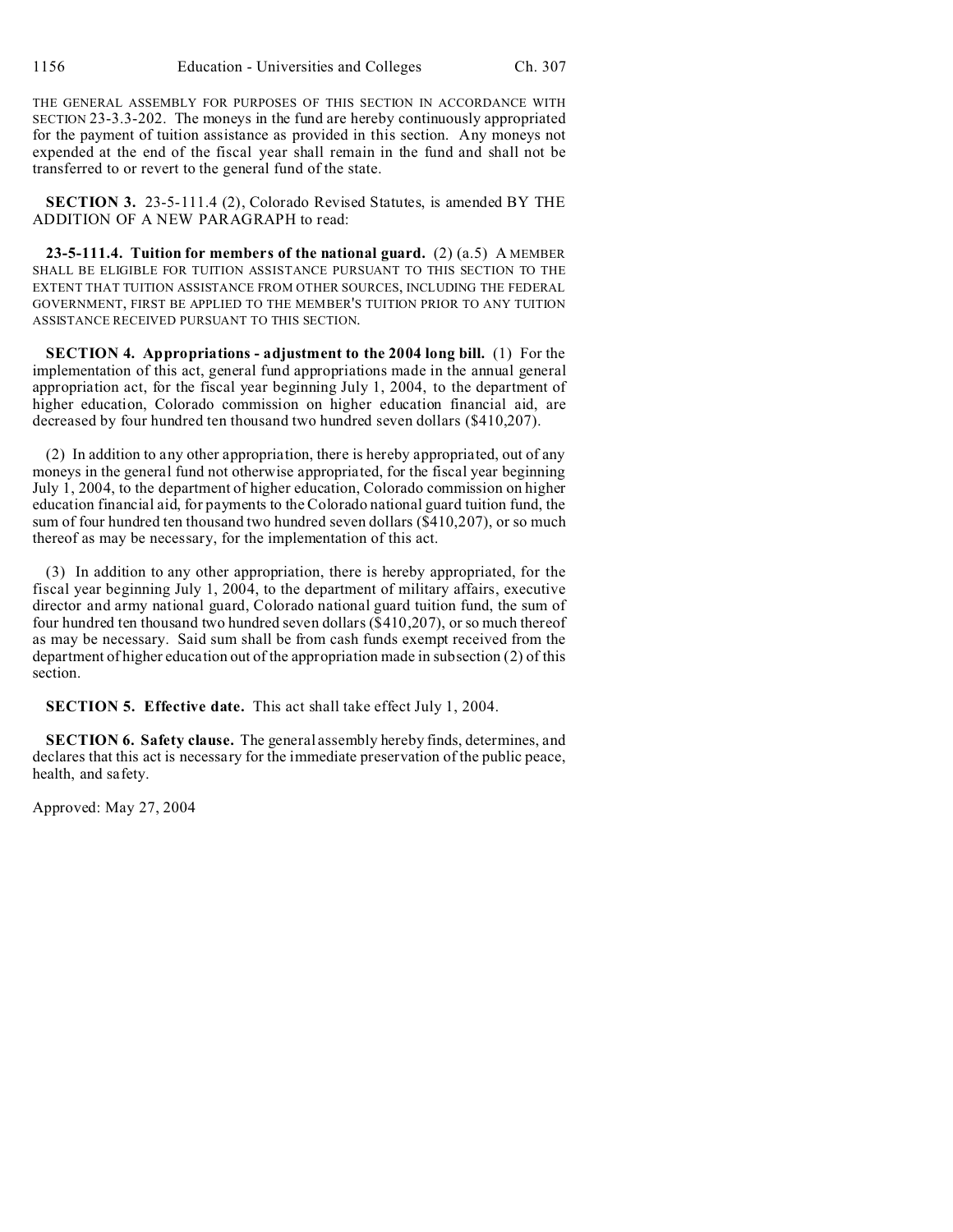THE GENERAL ASSEMBLY FOR PURPOSES OF THIS SECTION IN ACCORDANCE WITH SECTION 23-3.3-202. The moneys in the fund are hereby continuously appropriated for the payment of tuition assistance as provided in this section. Any moneys not expended at the end of the fiscal year shall remain in the fund and shall not be transferred to or revert to the general fund of the state.

**SECTION 3.** 23-5-111.4 (2), Colorado Revised Statutes, is amended BY THE ADDITION OF A NEW PARAGRAPH to read:

**23-5-111.4. Tuition for members of the national guard.** (2) (a.5) A MEMBER SHALL BE ELIGIBLE FOR TUITION ASSISTANCE PURSUANT TO THIS SECTION TO THE EXTENT THAT TUITION ASSISTANCE FROM OTHER SOURCES, INCLUDING THE FEDERAL GOVERNMENT, FIRST BE APPLIED TO THE MEMBER'S TUITION PRIOR TO ANY TUITION ASSISTANCE RECEIVED PURSUANT TO THIS SECTION.

**SECTION 4. Appropriations - adjustment to the 2004 long bill.** (1) For the implementation of this act, general fund appropriations made in the annual general appropriation act, for the fiscal year beginning July 1, 2004, to the department of higher education, Colorado commission on higher education financial aid, are decreased by four hundred ten thousand two hundred seven dollars ($410,207).

(2) In addition to any other appropriation, there is hereby appropriated, out of any moneys in the general fund not otherwise appropriated, for the fiscal year beginning July 1, 2004, to the department of higher education, Colorado commission on higher education financial aid, for payments to the Colorado national guard tuition fund, the sum of four hundred ten thousand two hundred seven dollars ($410,207), or so much thereof as may be necessary, for the implementation of this act.

(3) In addition to any other appropriation, there is hereby appropriated, for the fiscal year beginning July 1, 2004, to the department of military affairs, executive director and army national guard, Colorado national guard tuition fund, the sum of four hundred ten thousand two hundred seven dollars ($410,207), or so much thereof as may be necessary. Said sum shall be from cash funds exempt received from the department of higher education out of the appropriation made in subsection (2) of this section.

**SECTION 5. Effective date.** This act shall take effect July 1, 2004.

**SECTION 6. Safety clause.** The general assembly hereby finds, determines, and declares that this act is necessary for the immediate preservation of the public peace, health, and safety.

Approved: May 27, 2004